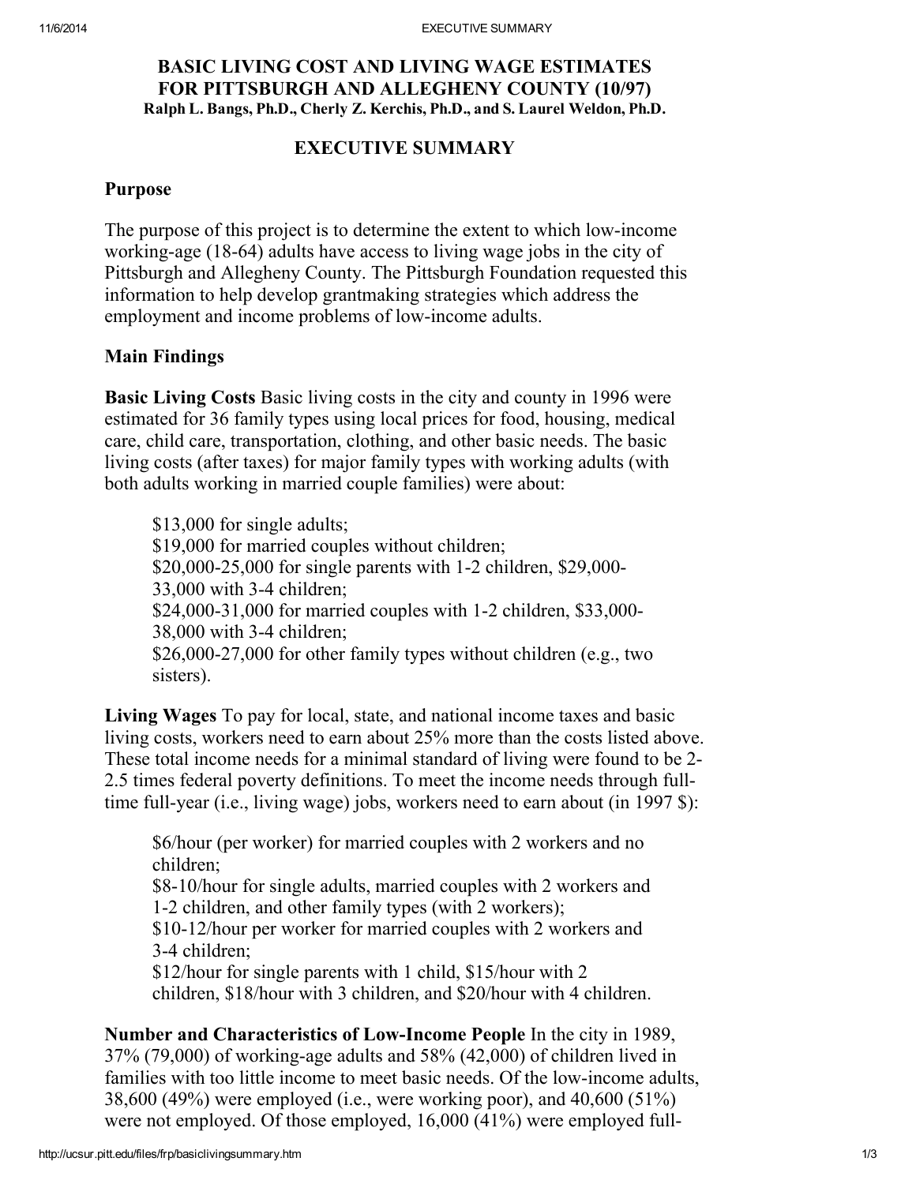# BASIC LIVING COST AND LIVING WAGE ESTIMATES FOR PITTSBURGH AND ALLEGHENY COUNTY (10/97)

**Ralph L. Bangs, Ph.D., Cherly Z. Kerchis, Ph.D., and S. Laurel Weldon, Ph.D.**

## EXECUTIVE SUMMARY

### Purpose

The purpose of this project is to determine the extent to which low-income working-age (18-64) adults have access to living wage jobs in the city of Pittsburgh and Allegheny County. The Pittsburgh Foundation requested this information to help develop grantmaking strategies which address the employment and income problems of low-income adults.

### Main Findings

**Basic Living Costs** Basic living costs in the city and county in 1996 were estimated for 36 family types using local prices for food, housing, medical care, child care, transportation, clothing, and other basic needs. The basic living costs (after taxes) for major family types with working adults (with both adults working in married couple families) were about:

> $13,000 for single adults;
> $19,000 for married couples without children;
> $20,000-25,000 for single parents with 1-2 children, $29,000-33,000 with 3-4 children;
> $24,000-31,000 for married couples with 1-2 children, $33,000-38,000 with 3-4 children;
> $26,000-27,000 for other family types without children (e.g., two sisters).

**Living Wages** To pay for local, state, and national income taxes and basic living costs, workers need to earn about 25% more than the costs listed above. These total income needs for a minimal standard of living were found to be 2-2.5 times federal poverty definitions. To meet the income needs through full-time full-year (i.e., living wage) jobs, workers need to earn about (in 1997 $):

> $6/hour (per worker) for married couples with 2 workers and no children;
> $8-10/hour for single adults, married couples with 2 workers and 1-2 children, and other family types (with 2 workers);
> $10-12/hour per worker for married couples with 2 workers and 3-4 children;
> $12/hour for single parents with 1 child, $15/hour with 2 children, $18/hour with 3 children, and $20/hour with 4 children.

**Number and Characteristics of Low-Income People** In the city in 1989, 37% (79,000) of working-age adults and 58% (42,000) of children lived in families with too little income to meet basic needs. Of the low-income adults, 38,600 (49%) were employed (i.e., were working poor), and 40,600 (51%) were not employed. Of those employed, 16,000 (41%) were employed full-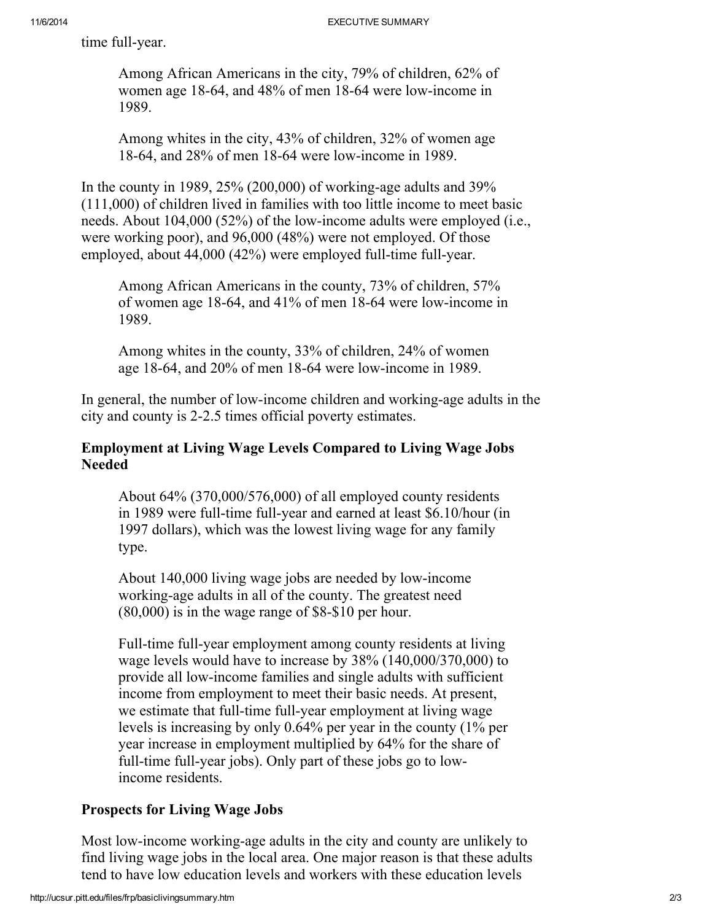time full-year.

> Among African Americans in the city, 79% of children, 62% of women age 18-64, and 48% of men 18-64 were low-income in 1989.
>
> Among whites in the city, 43% of children, 32% of women age 18-64, and 28% of men 18-64 were low-income in 1989.

In the county in 1989, 25% (200,000) of working-age adults and 39% (111,000) of children lived in families with too little income to meet basic needs. About 104,000 (52%) of the low-income adults were employed (i.e., were working poor), and 96,000 (48%) were not employed. Of those employed, about 44,000 (42%) were employed full-time full-year.

> Among African Americans in the county, 73% of children, 57% of women age 18-64, and 41% of men 18-64 were low-income in 1989.
>
> Among whites in the county, 33% of children, 24% of women age 18-64, and 20% of men 18-64 were low-income in 1989.

In general, the number of low-income children and working-age adults in the city and county is 2-2.5 times official poverty estimates.

### Employment at Living Wage Levels Compared to Living Wage Jobs Needed

> About 64% (370,000/576,000) of all employed county residents in 1989 were full-time full-year and earned at least $6.10/hour (in 1997 dollars), which was the lowest living wage for any family type.
>
> About 140,000 living wage jobs are needed by low-income working-age adults in all of the county. The greatest need (80,000) is in the wage range of $8-$10 per hour.
>
> Full-time full-year employment among county residents at living wage levels would have to increase by 38% (140,000/370,000) to provide all low-income families and single adults with sufficient income from employment to meet their basic needs. At present, we estimate that full-time full-year employment at living wage levels is increasing by only 0.64% per year in the county (1% per year increase in employment multiplied by 64% for the share of full-time full-year jobs). Only part of these jobs go to low-income residents.

### Prospects for Living Wage Jobs

Most low-income working-age adults in the city and county are unlikely to find living wage jobs in the local area. One major reason is that these adults tend to have low education levels and workers with these education levels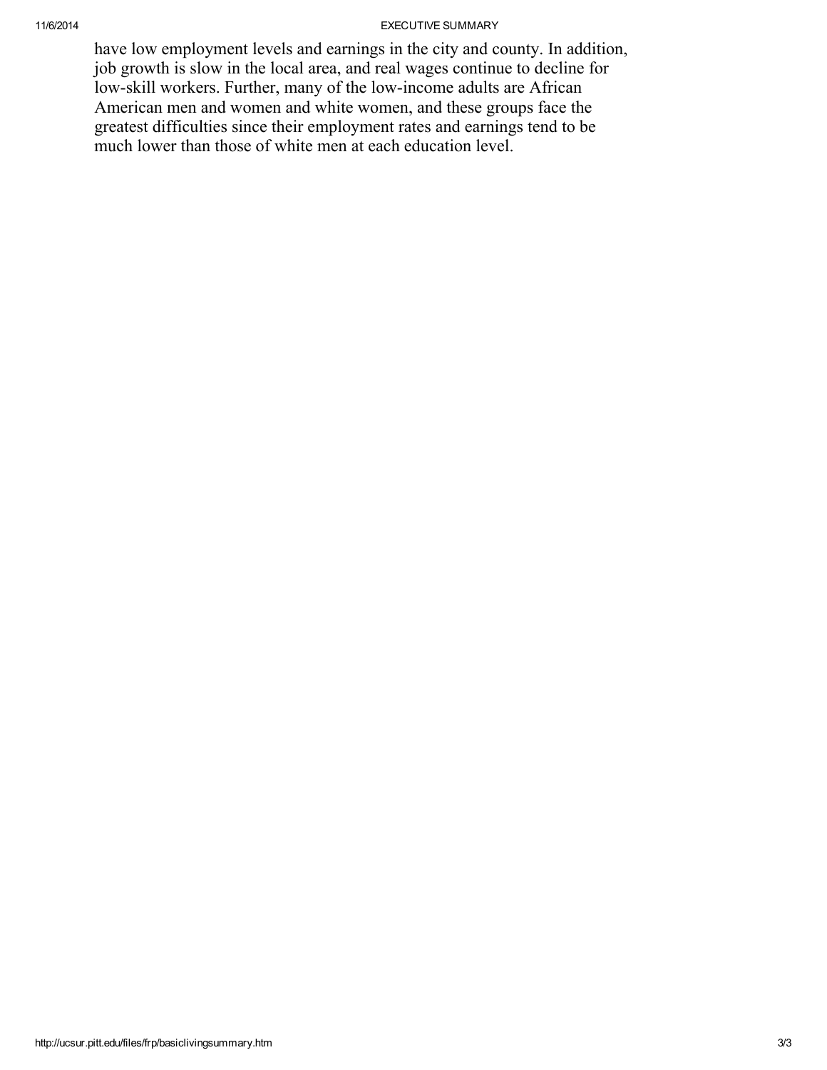have low employment levels and earnings in the city and county. In addition, job growth is slow in the local area, and real wages continue to decline for low-skill workers. Further, many of the low-income adults are African American men and women and white women, and these groups face the greatest difficulties since their employment rates and earnings tend to be much lower than those of white men at each education level.